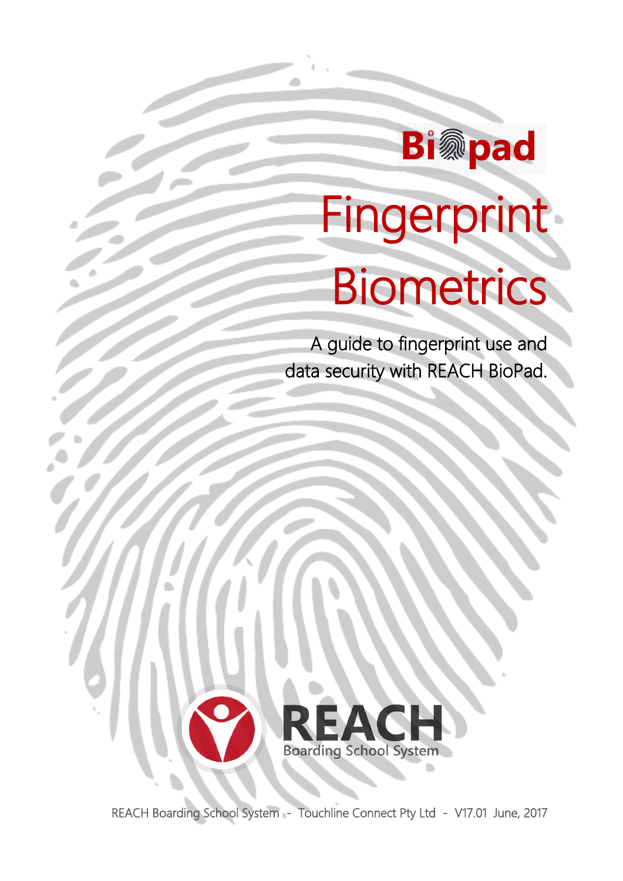Biopad

# Fingerprint Biometrics

A guide to fingerprint use and data security with REACH BioPad.

REACH
Boarding School System

REACH Boarding School System - Touchline Connect Pty Ltd - V17.01 June, 2017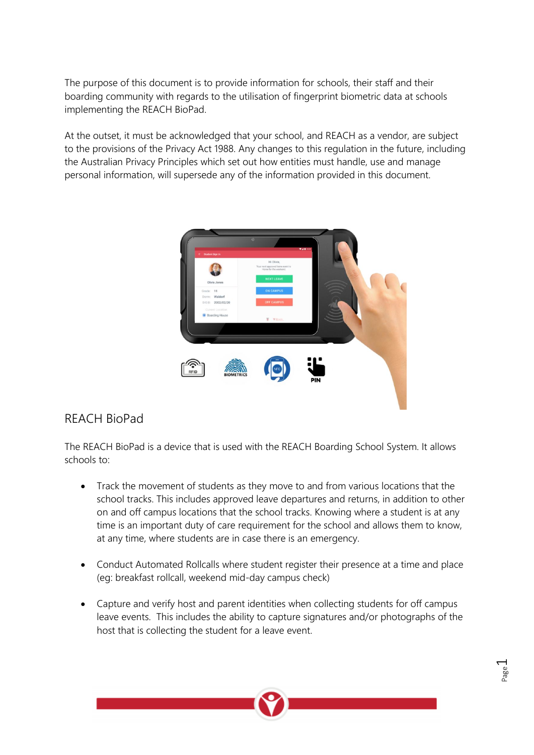The purpose of this document is to provide information for schools, their staff and their boarding community with regards to the utilisation of fingerprint biometric data at schools implementing the REACH BioPad.

At the outset, it must be acknowledged that your school, and REACH as a vendor, are subject to the provisions of the Privacy Act 1988. Any changes to this regulation in the future, including the Australian Privacy Principles which set out how entities must handle, use and manage personal information, will supersede any of the information provided in this document.

## REACH BioPad

The REACH BioPad is a device that is used with the REACH Boarding School System. It allows schools to:

- Track the movement of students as they move to and from various locations that the school tracks. This includes approved leave departures and returns, in addition to other on and off campus locations that the school tracks. Knowing where a student is at any time is an important duty of care requirement for the school and allows them to know, at any time, where students are in case there is an emergency.

- Conduct Automated Rollcalls where student register their presence at a time and place (eg: breakfast rollcall, weekend mid-day campus check)

- Capture and verify host and parent identities when collecting students for off campus leave events. This includes the ability to capture signatures and/or photographs of the host that is collecting the student for a leave event.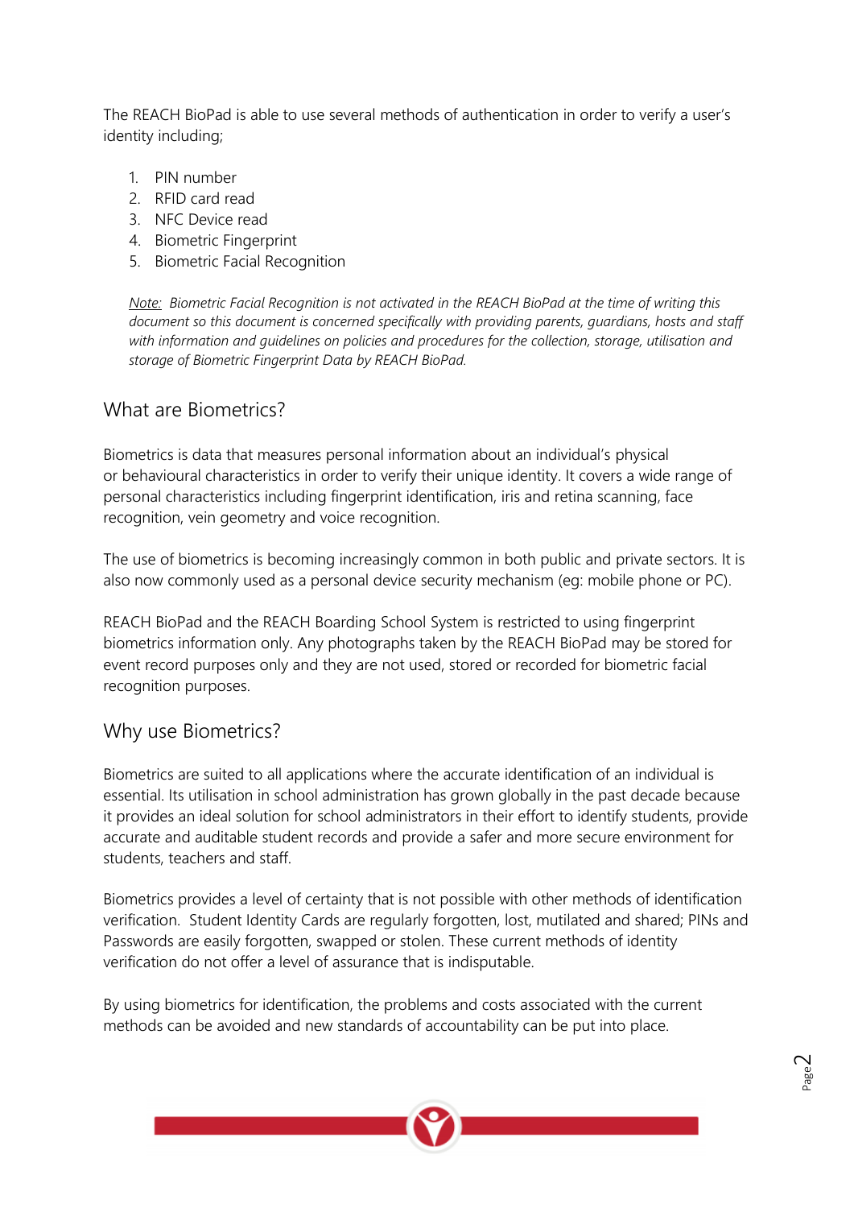The REACH BioPad is able to use several methods of authentication in order to verify a user's identity including;

1. PIN number
2. RFID card read
3. NFC Device read
4. Biometric Fingerprint
5. Biometric Facial Recognition

> *Note: Biometric Facial Recognition is not activated in the REACH BioPad at the time of writing this document so this document is concerned specifically with providing parents, guardians, hosts and staff with information and guidelines on policies and procedures for the collection, storage, utilisation and storage of Biometric Fingerprint Data by REACH BioPad.*

## What are Biometrics?

Biometrics is data that measures personal information about an individual's physical or behavioural characteristics in order to verify their unique identity. It covers a wide range of personal characteristics including fingerprint identification, iris and retina scanning, face recognition, vein geometry and voice recognition.

The use of biometrics is becoming increasingly common in both public and private sectors. It is also now commonly used as a personal device security mechanism (eg: mobile phone or PC).

REACH BioPad and the REACH Boarding School System is restricted to using fingerprint biometrics information only. Any photographs taken by the REACH BioPad may be stored for event record purposes only and they are not used, stored or recorded for biometric facial recognition purposes.

## Why use Biometrics?

Biometrics are suited to all applications where the accurate identification of an individual is essential. Its utilisation in school administration has grown globally in the past decade because it provides an ideal solution for school administrators in their effort to identify students, provide accurate and auditable student records and provide a safer and more secure environment for students, teachers and staff.

Biometrics provides a level of certainty that is not possible with other methods of identification verification. Student Identity Cards are regularly forgotten, lost, mutilated and shared; PINs and Passwords are easily forgotten, swapped or stolen. These current methods of identity verification do not offer a level of assurance that is indisputable.

By using biometrics for identification, the problems and costs associated with the current methods can be avoided and new standards of accountability can be put into place.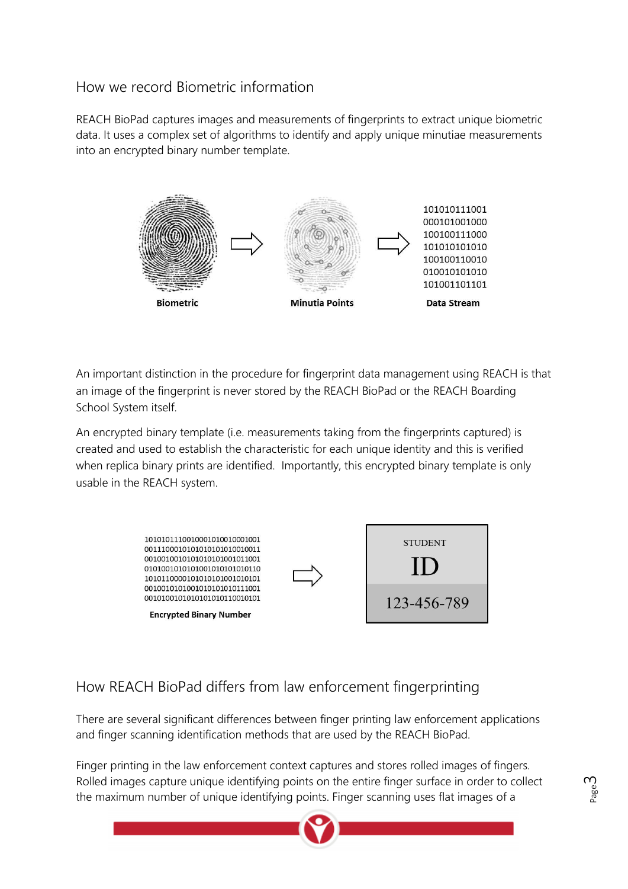## How we record Biometric information

REACH BioPad captures images and measurements of fingerprints to extract unique biometric data. It uses a complex set of algorithms to identify and apply unique minutiae measurements into an encrypted binary number template.

Biometric → Minutia Points → Data Stream

101010111001
000101001000
100100111000
101010101010
100100110010
010010101010
101001101101

An important distinction in the procedure for fingerprint data management using REACH is that an image of the fingerprint is never stored by the REACH BioPad or the REACH Boarding School System itself.

An encrypted binary template (i.e. measurements taking from the fingerprints captured) is created and used to establish the characteristic for each unique identity and this is verified when replica binary prints are identified. Importantly, this encrypted binary template is only usable in the REACH system.

1010101110010001010010001001
0011100010101010101010010011
0010010010101010100101001001
0101001010101001010101010110
1010110000101010101001010101
0010010101001010101010111001
0010100101010101010110010101

**Encrypted Binary Number** → STUDENT ID 123-456-789

## How REACH BioPad differs from law enforcement fingerprinting

There are several significant differences between finger printing law enforcement applications and finger scanning identification methods that are used by the REACH BioPad.

Finger printing in the law enforcement context captures and stores rolled images of fingers. Rolled images capture unique identifying points on the entire finger surface in order to collect the maximum number of unique identifying points. Finger scanning uses flat images of a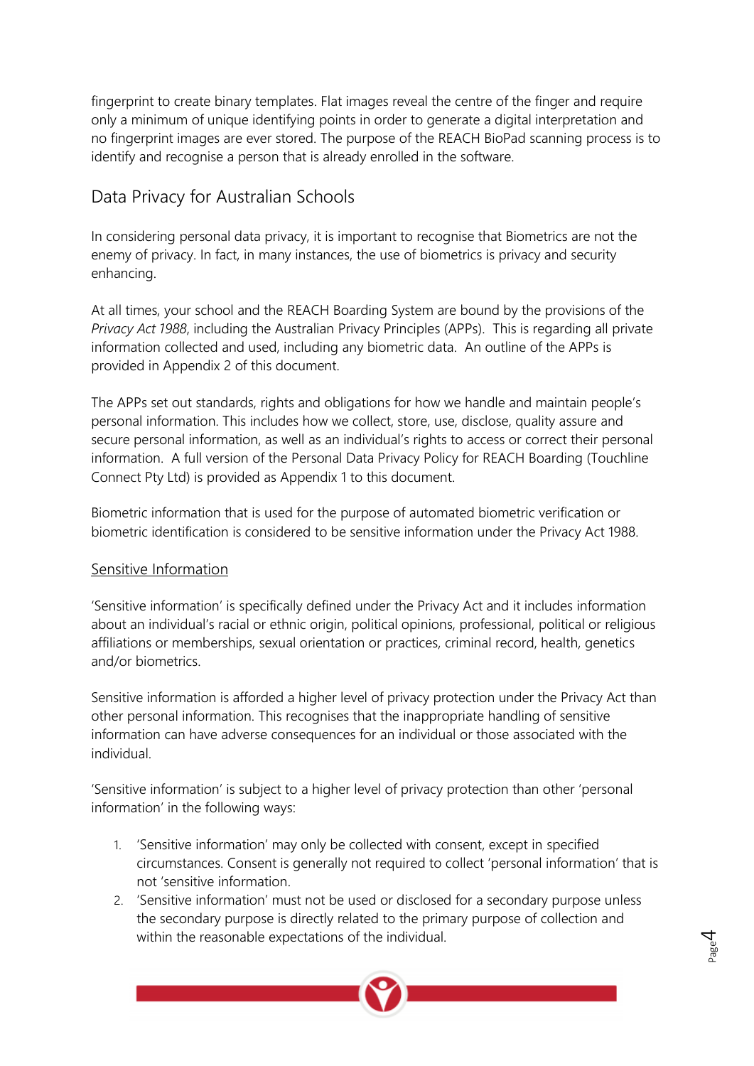fingerprint to create binary templates. Flat images reveal the centre of the finger and require only a minimum of unique identifying points in order to generate a digital interpretation and no fingerprint images are ever stored. The purpose of the REACH BioPad scanning process is to identify and recognise a person that is already enrolled in the software.

## Data Privacy for Australian Schools

In considering personal data privacy, it is important to recognise that Biometrics are not the enemy of privacy. In fact, in many instances, the use of biometrics is privacy and security enhancing.

At all times, your school and the REACH Boarding System are bound by the provisions of the *Privacy Act 1988*, including the Australian Privacy Principles (APPs). This is regarding all private information collected and used, including any biometric data. An outline of the APPs is provided in Appendix 2 of this document.

The APPs set out standards, rights and obligations for how we handle and maintain people's personal information. This includes how we collect, store, use, disclose, quality assure and secure personal information, as well as an individual's rights to access or correct their personal information. A full version of the Personal Data Privacy Policy for REACH Boarding (Touchline Connect Pty Ltd) is provided as Appendix 1 to this document.

Biometric information that is used for the purpose of automated biometric verification or biometric identification is considered to be sensitive information under the Privacy Act 1988.

### Sensitive Information

'Sensitive information' is specifically defined under the Privacy Act and it includes information about an individual's racial or ethnic origin, political opinions, professional, political or religious affiliations or memberships, sexual orientation or practices, criminal record, health, genetics and/or biometrics.

Sensitive information is afforded a higher level of privacy protection under the Privacy Act than other personal information. This recognises that the inappropriate handling of sensitive information can have adverse consequences for an individual or those associated with the individual.

'Sensitive information' is subject to a higher level of privacy protection than other 'personal information' in the following ways:

1. 'Sensitive information' may only be collected with consent, except in specified circumstances. Consent is generally not required to collect 'personal information' that is not 'sensitive information.
2. 'Sensitive information' must not be used or disclosed for a secondary purpose unless the secondary purpose is directly related to the primary purpose of collection and within the reasonable expectations of the individual.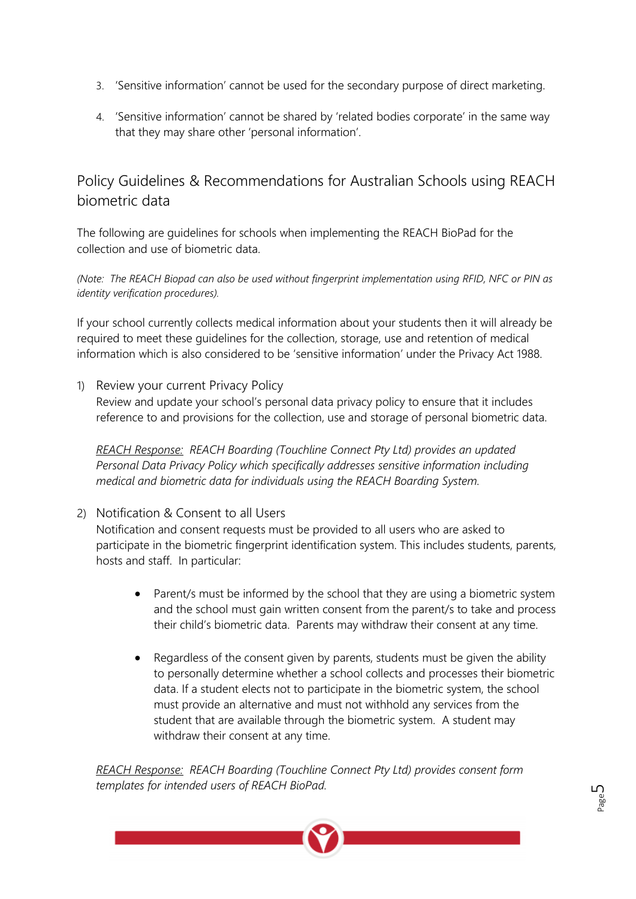3. 'Sensitive information' cannot be used for the secondary purpose of direct marketing.

4. 'Sensitive information' cannot be shared by 'related bodies corporate' in the same way that they may share other 'personal information'.

## Policy Guidelines & Recommendations for Australian Schools using REACH biometric data

The following are guidelines for schools when implementing the REACH BioPad for the collection and use of biometric data.

*(Note: The REACH Biopad can also be used without fingerprint implementation using RFID, NFC or PIN as identity verification procedures).*

If your school currently collects medical information about your students then it will already be required to meet these guidelines for the collection, storage, use and retention of medical information which is also considered to be 'sensitive information' under the Privacy Act 1988.

1) Review your current Privacy Policy
   Review and update your school's personal data privacy policy to ensure that it includes reference to and provisions for the collection, use and storage of personal biometric data.

   *REACH Response:* *REACH Boarding (Touchline Connect Pty Ltd) provides an updated Personal Data Privacy Policy which specifically addresses sensitive information including medical and biometric data for individuals using the REACH Boarding System.*

2) Notification & Consent to all Users
   Notification and consent requests must be provided to all users who are asked to participate in the biometric fingerprint identification system. This includes students, parents, hosts and staff. In particular:

   - Parent/s must be informed by the school that they are using a biometric system and the school must gain written consent from the parent/s to take and process their child's biometric data. Parents may withdraw their consent at any time.

   - Regardless of the consent given by parents, students must be given the ability to personally determine whether a school collects and processes their biometric data. If a student elects not to participate in the biometric system, the school must provide an alternative and must not withhold any services from the student that are available through the biometric system. A student may withdraw their consent at any time.

   *REACH Response:* *REACH Boarding (Touchline Connect Pty Ltd) provides consent form templates for intended users of REACH BioPad.*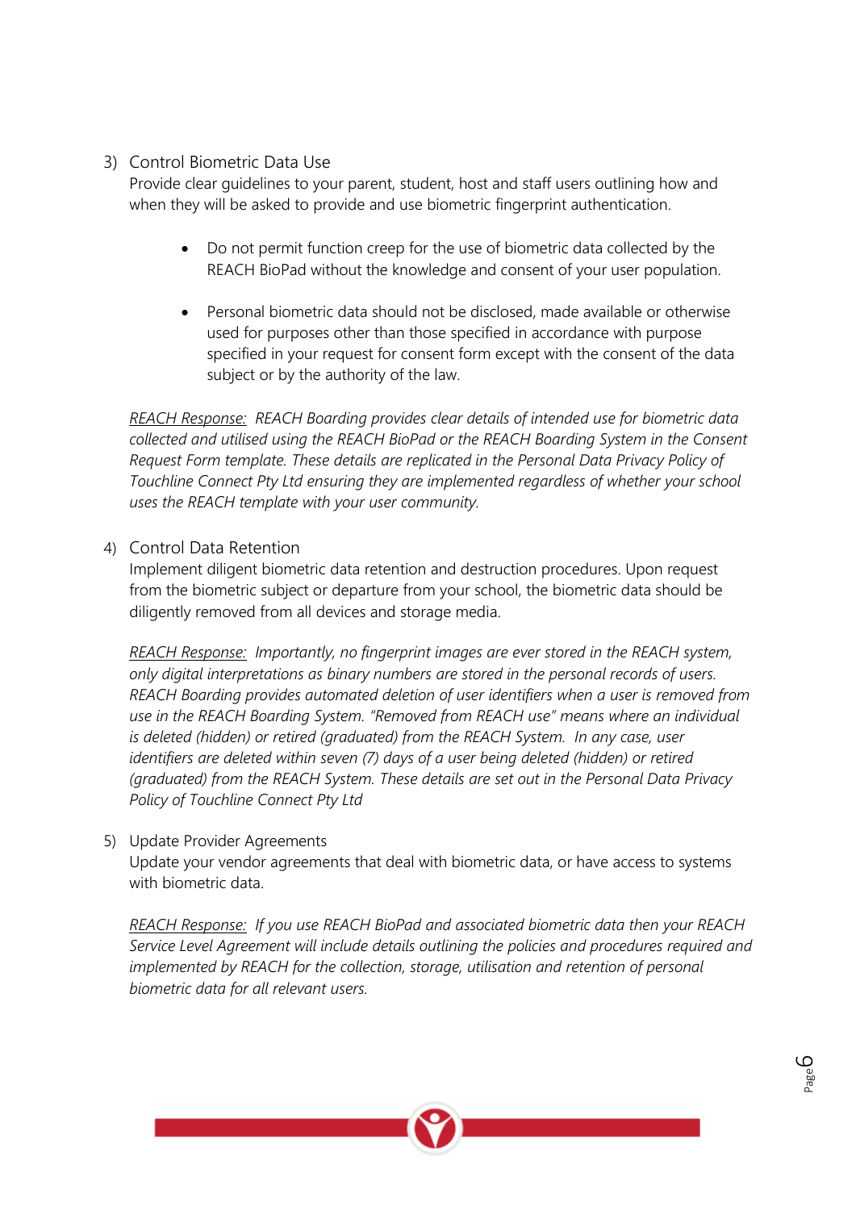3) Control Biometric Data Use

Provide clear guidelines to your parent, student, host and staff users outlining how and when they will be asked to provide and use biometric fingerprint authentication.

- Do not permit function creep for the use of biometric data collected by the REACH BioPad without the knowledge and consent of your user population.
- Personal biometric data should not be disclosed, made available or otherwise used for purposes other than those specified in accordance with purpose specified in your request for consent form except with the consent of the data subject or by the authority of the law.

*REACH Response: REACH Boarding provides clear details of intended use for biometric data collected and utilised using the REACH BioPad or the REACH Boarding System in the Consent Request Form template. These details are replicated in the Personal Data Privacy Policy of Touchline Connect Pty Ltd ensuring they are implemented regardless of whether your school uses the REACH template with your user community.*

4) Control Data Retention

Implement diligent biometric data retention and destruction procedures. Upon request from the biometric subject or departure from your school, the biometric data should be diligently removed from all devices and storage media.

*REACH Response: Importantly, no fingerprint images are ever stored in the REACH system, only digital interpretations as binary numbers are stored in the personal records of users. REACH Boarding provides automated deletion of user identifiers when a user is removed from use in the REACH Boarding System. "Removed from REACH use" means where an individual is deleted (hidden) or retired (graduated) from the REACH System. In any case, user identifiers are deleted within seven (7) days of a user being deleted (hidden) or retired (graduated) from the REACH System. These details are set out in the Personal Data Privacy Policy of Touchline Connect Pty Ltd*

5) Update Provider Agreements

Update your vendor agreements that deal with biometric data, or have access to systems with biometric data.

*REACH Response: If you use REACH BioPad and associated biometric data then your REACH Service Level Agreement will include details outlining the policies and procedures required and implemented by REACH for the collection, storage, utilisation and retention of personal biometric data for all relevant users.*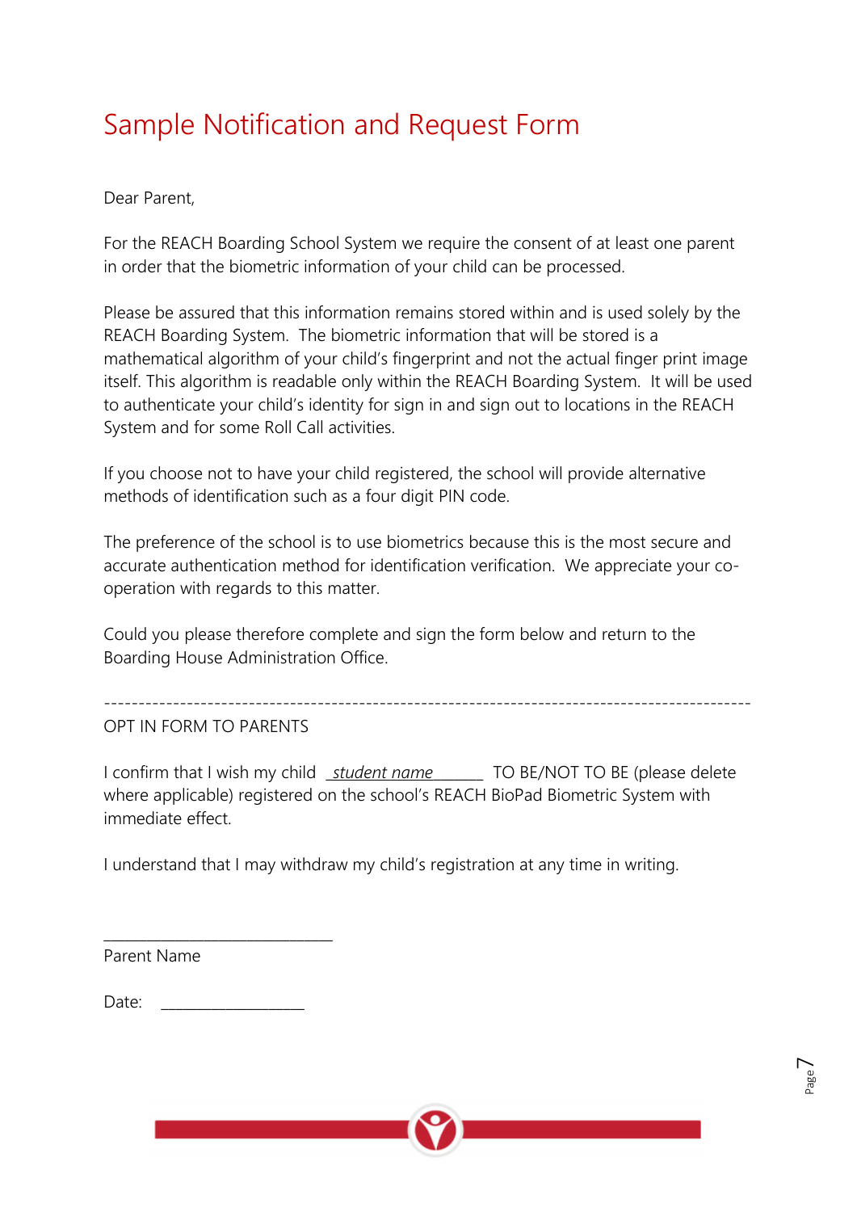# Sample Notification and Request Form

Dear Parent,

For the REACH Boarding School System we require the consent of at least one parent in order that the biometric information of your child can be processed.

Please be assured that this information remains stored within and is used solely by the REACH Boarding System. The biometric information that will be stored is a mathematical algorithm of your child's fingerprint and not the actual finger print image itself. This algorithm is readable only within the REACH Boarding System. It will be used to authenticate your child's identity for sign in and sign out to locations in the REACH System and for some Roll Call activities.

If you choose not to have your child registered, the school will provide alternative methods of identification such as a four digit PIN code.

The preference of the school is to use biometrics because this is the most secure and accurate authentication method for identification verification. We appreciate your co-operation with regards to this matter.

Could you please therefore complete and sign the form below and return to the Boarding House Administration Office.

-----------------------------------------------------------------------------------------------

OPT IN FORM TO PARENTS

I confirm that I wish my child _*student name*______ TO BE/NOT TO BE (please delete where applicable) registered on the school's REACH BioPad Biometric System with immediate effect.

I understand that I may withdraw my child's registration at any time in writing.

______________________________

Parent Name

Date: ___________________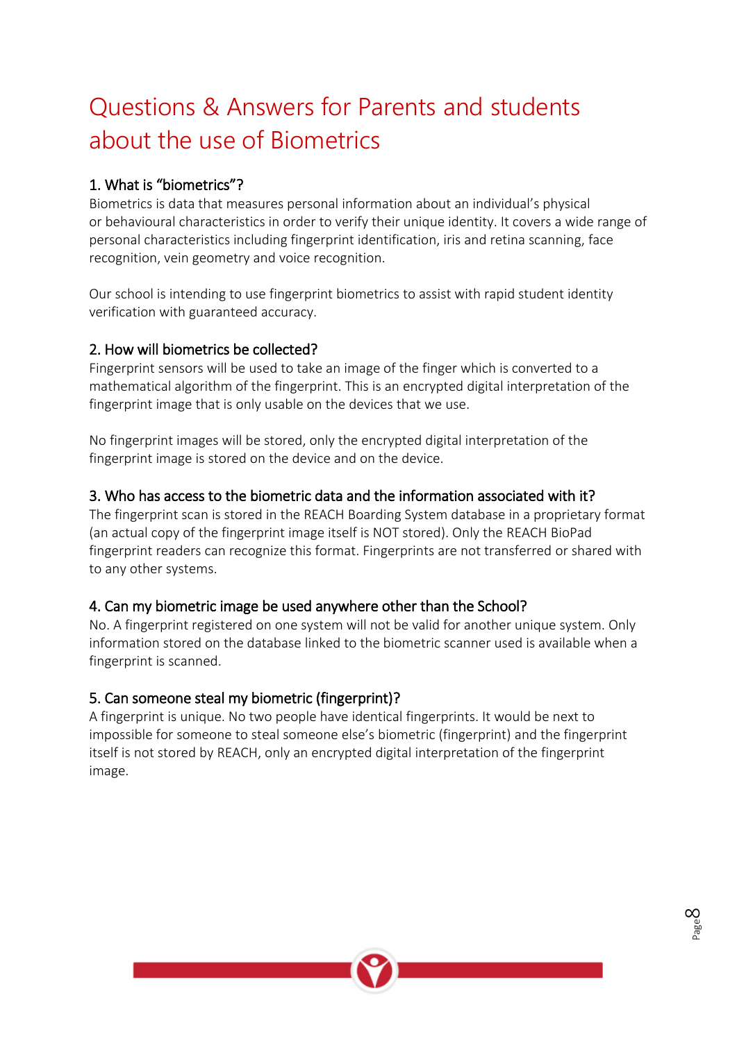# Questions & Answers for Parents and students about the use of Biometrics

### 1. What is "biometrics"?

Biometrics is data that measures personal information about an individual's physical or behavioural characteristics in order to verify their unique identity. It covers a wide range of personal characteristics including fingerprint identification, iris and retina scanning, face recognition, vein geometry and voice recognition.

Our school is intending to use fingerprint biometrics to assist with rapid student identity verification with guaranteed accuracy.

### 2. How will biometrics be collected?

Fingerprint sensors will be used to take an image of the finger which is converted to a mathematical algorithm of the fingerprint. This is an encrypted digital interpretation of the fingerprint image that is only usable on the devices that we use.

No fingerprint images will be stored, only the encrypted digital interpretation of the fingerprint image is stored on the device and on the device.

### 3. Who has access to the biometric data and the information associated with it?

The fingerprint scan is stored in the REACH Boarding System database in a proprietary format (an actual copy of the fingerprint image itself is NOT stored). Only the REACH BioPad fingerprint readers can recognize this format. Fingerprints are not transferred or shared with to any other systems.

### 4. Can my biometric image be used anywhere other than the School?

No. A fingerprint registered on one system will not be valid for another unique system. Only information stored on the database linked to the biometric scanner used is available when a fingerprint is scanned.

### 5. Can someone steal my biometric (fingerprint)?

A fingerprint is unique. No two people have identical fingerprints. It would be next to impossible for someone to steal someone else's biometric (fingerprint) and the fingerprint itself is not stored by REACH, only an encrypted digital interpretation of the fingerprint image.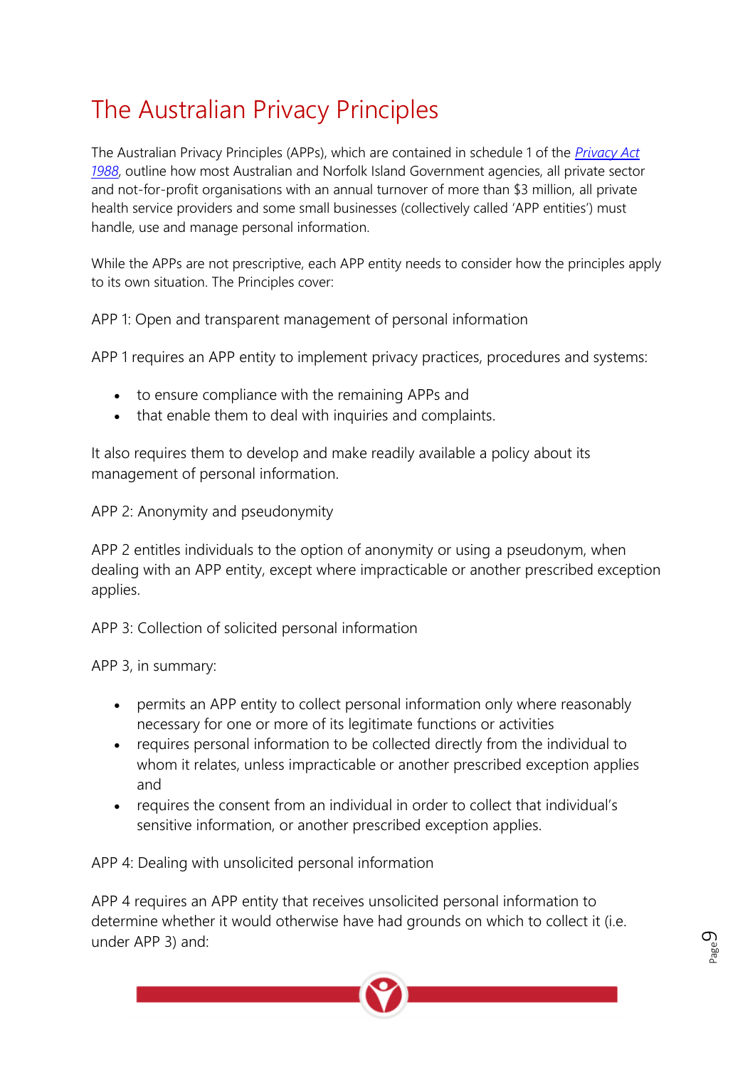# The Australian Privacy Principles

The Australian Privacy Principles (APPs), which are contained in schedule 1 of the *Privacy Act 1988*, outline how most Australian and Norfolk Island Government agencies, all private sector and not-for-profit organisations with an annual turnover of more than $3 million, all private health service providers and some small businesses (collectively called 'APP entities') must handle, use and manage personal information.

While the APPs are not prescriptive, each APP entity needs to consider how the principles apply to its own situation. The Principles cover:

APP 1: Open and transparent management of personal information

APP 1 requires an APP entity to implement privacy practices, procedures and systems:

- to ensure compliance with the remaining APPs and
- that enable them to deal with inquiries and complaints.

It also requires them to develop and make readily available a policy about its management of personal information.

APP 2: Anonymity and pseudonymity

APP 2 entitles individuals to the option of anonymity or using a pseudonym, when dealing with an APP entity, except where impracticable or another prescribed exception applies.

APP 3: Collection of solicited personal information

APP 3, in summary:

- permits an APP entity to collect personal information only where reasonably necessary for one or more of its legitimate functions or activities
- requires personal information to be collected directly from the individual to whom it relates, unless impracticable or another prescribed exception applies and
- requires the consent from an individual in order to collect that individual's sensitive information, or another prescribed exception applies.

APP 4: Dealing with unsolicited personal information

APP 4 requires an APP entity that receives unsolicited personal information to determine whether it would otherwise have had grounds on which to collect it (i.e. under APP 3) and: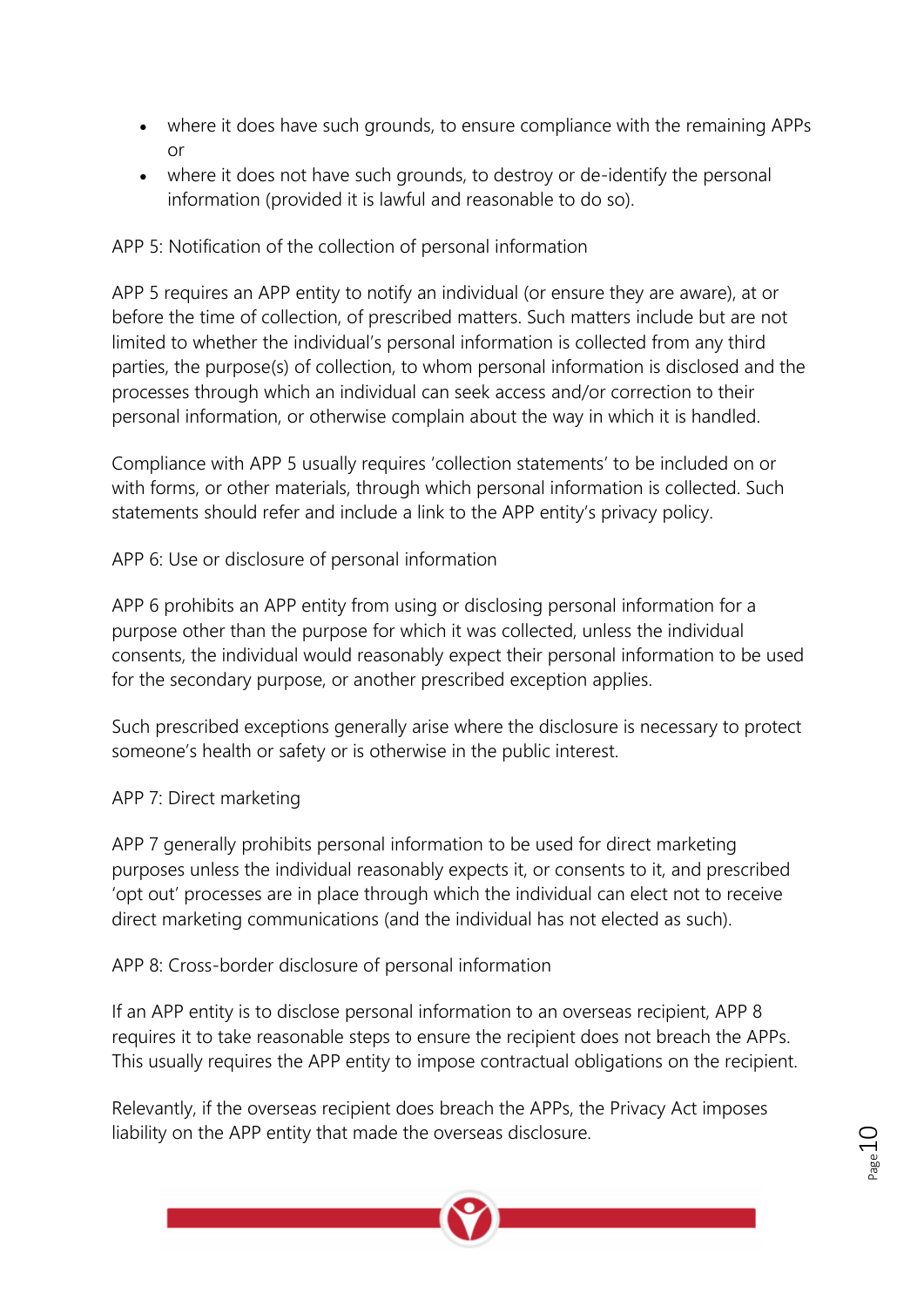- where it does have such grounds, to ensure compliance with the remaining APPs or
- where it does not have such grounds, to destroy or de-identify the personal information (provided it is lawful and reasonable to do so).

APP 5: Notification of the collection of personal information

APP 5 requires an APP entity to notify an individual (or ensure they are aware), at or before the time of collection, of prescribed matters. Such matters include but are not limited to whether the individual's personal information is collected from any third parties, the purpose(s) of collection, to whom personal information is disclosed and the processes through which an individual can seek access and/or correction to their personal information, or otherwise complain about the way in which it is handled.

Compliance with APP 5 usually requires 'collection statements' to be included on or with forms, or other materials, through which personal information is collected. Such statements should refer and include a link to the APP entity's privacy policy.

APP 6: Use or disclosure of personal information

APP 6 prohibits an APP entity from using or disclosing personal information for a purpose other than the purpose for which it was collected, unless the individual consents, the individual would reasonably expect their personal information to be used for the secondary purpose, or another prescribed exception applies.

Such prescribed exceptions generally arise where the disclosure is necessary to protect someone's health or safety or is otherwise in the public interest.

APP 7: Direct marketing

APP 7 generally prohibits personal information to be used for direct marketing purposes unless the individual reasonably expects it, or consents to it, and prescribed 'opt out' processes are in place through which the individual can elect not to receive direct marketing communications (and the individual has not elected as such).

APP 8: Cross-border disclosure of personal information

If an APP entity is to disclose personal information to an overseas recipient, APP 8 requires it to take reasonable steps to ensure the recipient does not breach the APPs. This usually requires the APP entity to impose contractual obligations on the recipient.

Relevantly, if the overseas recipient does breach the APPs, the Privacy Act imposes liability on the APP entity that made the overseas disclosure.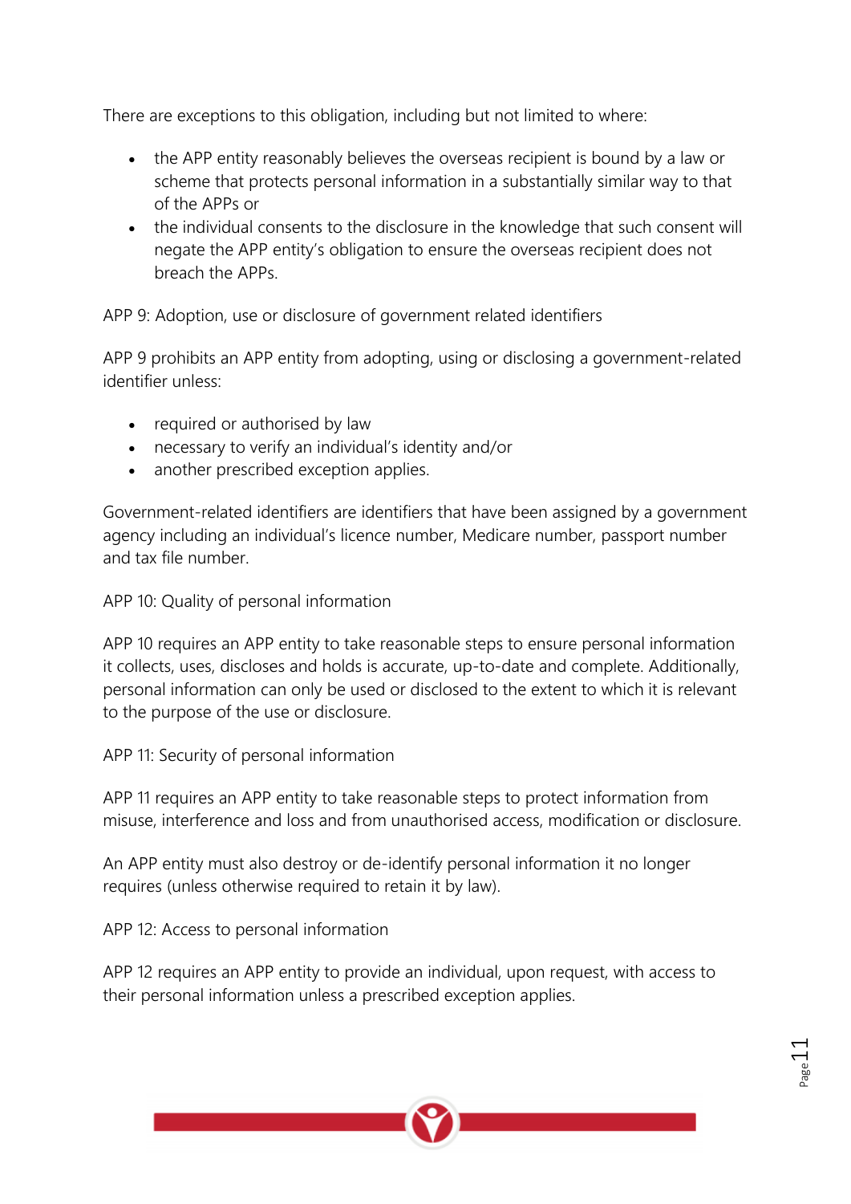There are exceptions to this obligation, including but not limited to where:

- the APP entity reasonably believes the overseas recipient is bound by a law or scheme that protects personal information in a substantially similar way to that of the APPs or
- the individual consents to the disclosure in the knowledge that such consent will negate the APP entity's obligation to ensure the overseas recipient does not breach the APPs.

APP 9: Adoption, use or disclosure of government related identifiers

APP 9 prohibits an APP entity from adopting, using or disclosing a government-related identifier unless:

- required or authorised by law
- necessary to verify an individual's identity and/or
- another prescribed exception applies.

Government-related identifiers are identifiers that have been assigned by a government agency including an individual's licence number, Medicare number, passport number and tax file number.

APP 10: Quality of personal information

APP 10 requires an APP entity to take reasonable steps to ensure personal information it collects, uses, discloses and holds is accurate, up-to-date and complete. Additionally, personal information can only be used or disclosed to the extent to which it is relevant to the purpose of the use or disclosure.

APP 11: Security of personal information

APP 11 requires an APP entity to take reasonable steps to protect information from misuse, interference and loss and from unauthorised access, modification or disclosure.

An APP entity must also destroy or de-identify personal information it no longer requires (unless otherwise required to retain it by law).

APP 12: Access to personal information

APP 12 requires an APP entity to provide an individual, upon request, with access to their personal information unless a prescribed exception applies.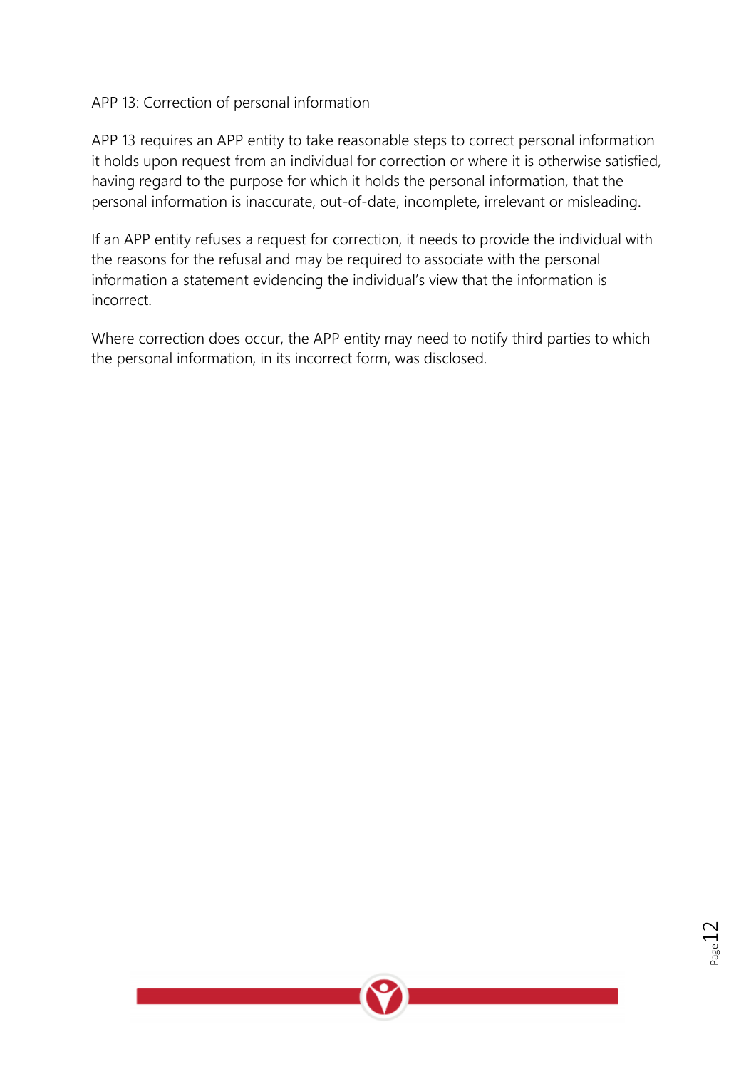## APP 13: Correction of personal information

APP 13 requires an APP entity to take reasonable steps to correct personal information it holds upon request from an individual for correction or where it is otherwise satisfied, having regard to the purpose for which it holds the personal information, that the personal information is inaccurate, out-of-date, incomplete, irrelevant or misleading.

If an APP entity refuses a request for correction, it needs to provide the individual with the reasons for the refusal and may be required to associate with the personal information a statement evidencing the individual's view that the information is incorrect.

Where correction does occur, the APP entity may need to notify third parties to which the personal information, in its incorrect form, was disclosed.